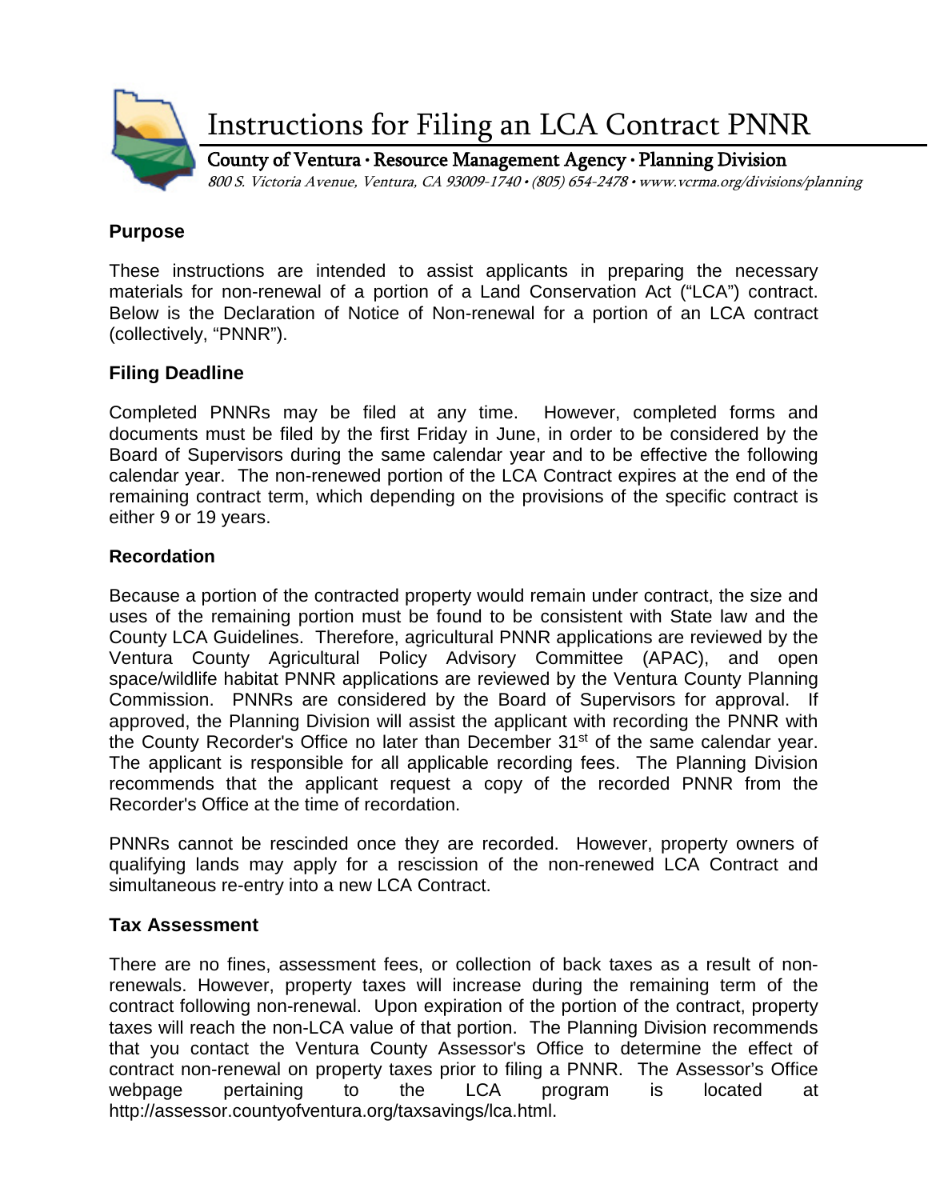# Instructions for Filing an LCA Contract PNNR

County of Ventura · Resource Management Agency · Planning Division

*800 S. Victoria Avenue, Ventura, CA 93009-1740 • (805) 654-2478 • www.vcrma.org/divisions/planning*

## Purpose

These instructions are intended to assist applicants in preparing the necessary materials for non-renewal of a portion of a Land Conservation Act ("LCA") contract. Below is the Declaration of Notice of Non-renewal for a portion of an LCA contract (collectively, "PNNR").

## Filing Deadline

Completed PNNRs may be filed at any time. However, completed forms and documents must be filed by the first Friday in June, in order to be considered by the Board of Supervisors during the same calendar year and to be effective the following calendar year. The non-renewed portion of the LCA Contract expires at the end of the remaining contract term, which depending on the provisions of the specific contract is either 9 or 19 years.

## Recordation

Because a portion of the contracted property would remain under contract, the size and uses of the remaining portion must be found to be consistent with State law and the County LCA Guidelines. Therefore, agricultural PNNR applications are reviewed by the Ventura County Agricultural Policy Advisory Committee (APAC), and open space/wildlife habitat PNNR applications are reviewed by the Ventura County Planning Commission. PNNRs are considered by the Board of Supervisors for approval. If approved, the Planning Division will assist the applicant with recording the PNNR with the County Recorder's Office no later than December 31st of the same calendar year. The applicant is responsible for all applicable recording fees. The Planning Division recommends that the applicant request a copy of the recorded PNNR from the Recorder's Office at the time of recordation.

PNNRs cannot be rescinded once they are recorded. However, property owners of qualifying lands may apply for a rescission of the non-renewed LCA Contract and simultaneous re-entry into a new LCA Contract.

## Tax Assessment

There are no fines, assessment fees, or collection of back taxes as a result of non-renewals. However, property taxes will increase during the remaining term of the contract following non-renewal. Upon expiration of the portion of the contract, property taxes will reach the non-LCA value of that portion. The Planning Division recommends that you contact the Ventura County Assessor's Office to determine the effect of contract non-renewal on property taxes prior to filing a PNNR. The Assessor's Office webpage pertaining to the LCA program is located at http://assessor.countyofventura.org/taxsavings/lca.html.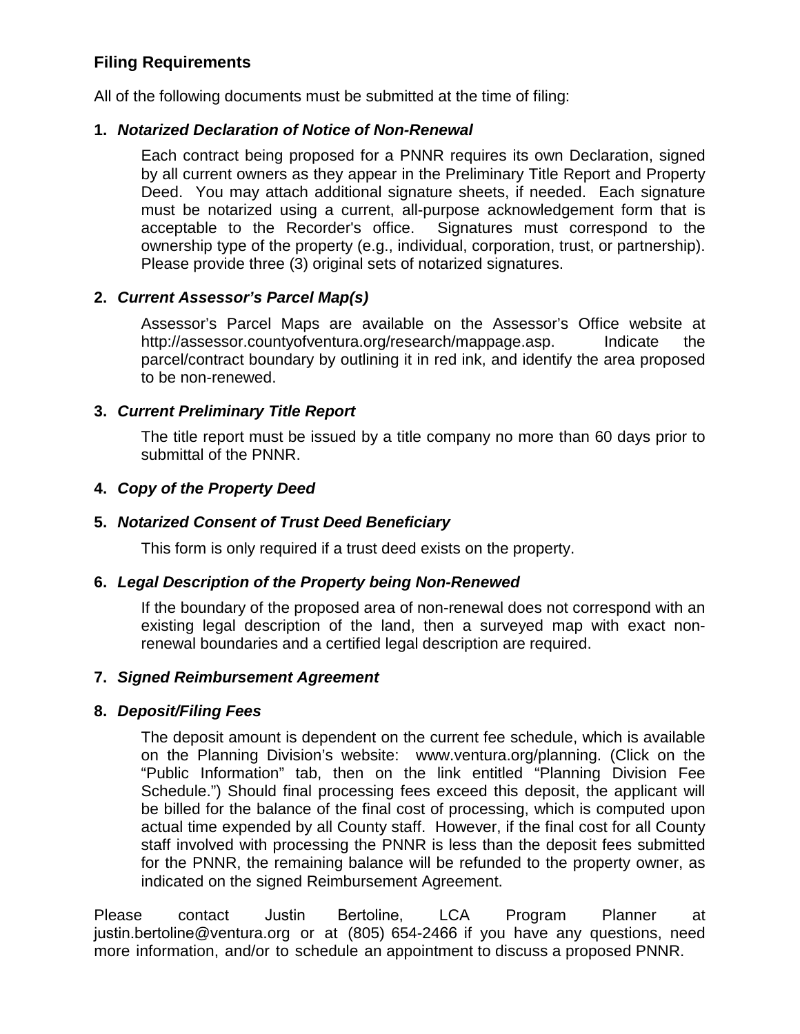## Filing Requirements

All of the following documents must be submitted at the time of filing:

**1. *Notarized Declaration of Notice of Non-Renewal***

Each contract being proposed for a PNNR requires its own Declaration, signed by all current owners as they appear in the Preliminary Title Report and Property Deed. You may attach additional signature sheets, if needed. Each signature must be notarized using a current, all-purpose acknowledgement form that is acceptable to the Recorder's office. Signatures must correspond to the ownership type of the property (e.g., individual, corporation, trust, or partnership). Please provide three (3) original sets of notarized signatures.

**2. *Current Assessor's Parcel Map(s)***

Assessor's Parcel Maps are available on the Assessor's Office website at http://assessor.countyofventura.org/research/mappage.asp. Indicate the parcel/contract boundary by outlining it in red ink, and identify the area proposed to be non-renewed.

**3. *Current Preliminary Title Report***

The title report must be issued by a title company no more than 60 days prior to submittal of the PNNR.

**4. *Copy of the Property Deed***

**5. *Notarized Consent of Trust Deed Beneficiary***

This form is only required if a trust deed exists on the property.

**6. *Legal Description of the Property being Non-Renewed***

If the boundary of the proposed area of non-renewal does not correspond with an existing legal description of the land, then a surveyed map with exact non-renewal boundaries and a certified legal description are required.

**7. *Signed Reimbursement Agreement***

**8. *Deposit/Filing Fees***

The deposit amount is dependent on the current fee schedule, which is available on the Planning Division's website: www.ventura.org/planning. (Click on the "Public Information" tab, then on the link entitled "Planning Division Fee Schedule.") Should final processing fees exceed this deposit, the applicant will be billed for the balance of the final cost of processing, which is computed upon actual time expended by all County staff. However, if the final cost for all County staff involved with processing the PNNR is less than the deposit fees submitted for the PNNR, the remaining balance will be refunded to the property owner, as indicated on the signed Reimbursement Agreement.

Please contact Justin Bertoline, LCA Program Planner at justin.bertoline@ventura.org or at (805) 654-2466 if you have any questions, need more information, and/or to schedule an appointment to discuss a proposed PNNR.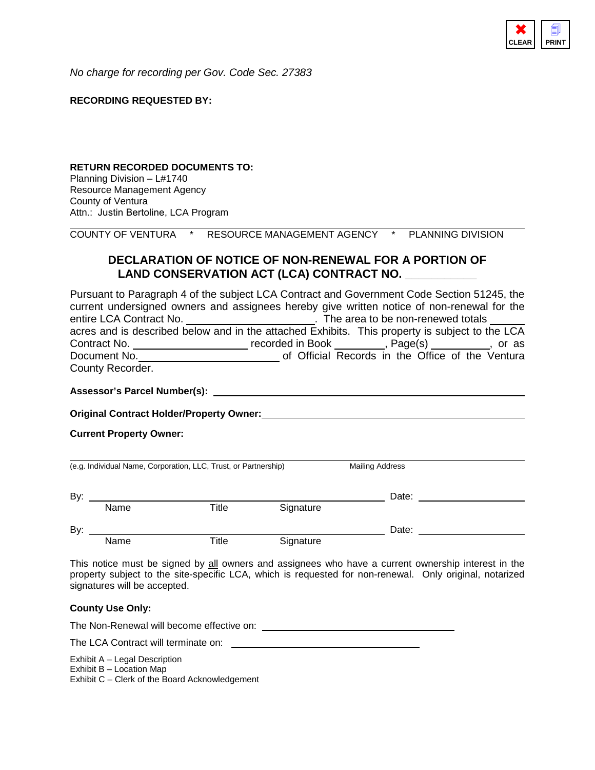*No charge for recording per Gov. Code Sec. 27383*

**RECORDING REQUESTED BY:**

**RETURN RECORDED DOCUMENTS TO:**
Planning Division – L#1740
Resource Management Agency
County of Ventura
Attn.: Justin Bertoline, LCA Program

COUNTY OF VENTURA * RESOURCE MANAGEMENT AGENCY * PLANNING DIVISION

## DECLARATION OF NOTICE OF NON-RENEWAL FOR A PORTION OF LAND CONSERVATION ACT (LCA) CONTRACT NO. __________

Pursuant to Paragraph 4 of the subject LCA Contract and Government Code Section 51245, the current undersigned owners and assignees hereby give written notice of non-renewal for the entire LCA Contract No. ____________________. The area to be non-renewed totals ______ acres and is described below and in the attached Exhibits. This property is subject to the LCA Contract No. ____________________ recorded in Book ________, Page(s) __________, or as Document No. ______________________ of Official Records in the Office of the Ventura County Recorder.

**Assessor's Parcel Number(s):** ____________________________________________

**Original Contract Holder/Property Owner:** ____________________________________

**Current Property Owner:**

______________________________________________________________________
(e.g. Individual Name, Corporation, LLC, Trust, or Partnership) Mailing Address

By: ______________________________________________ Date: ________________
Name Title Signature

By: ______________________________________________ Date: ________________
Name Title Signature

This notice must be signed by all owners and assignees who have a current ownership interest in the property subject to the site-specific LCA, which is requested for non-renewal. Only original, notarized signatures will be accepted.

**County Use Only:**

The Non-Renewal will become effective on: ______________________________

The LCA Contract will terminate on: ______________________________

Exhibit A – Legal Description
Exhibit B – Location Map
Exhibit C – Clerk of the Board Acknowledgement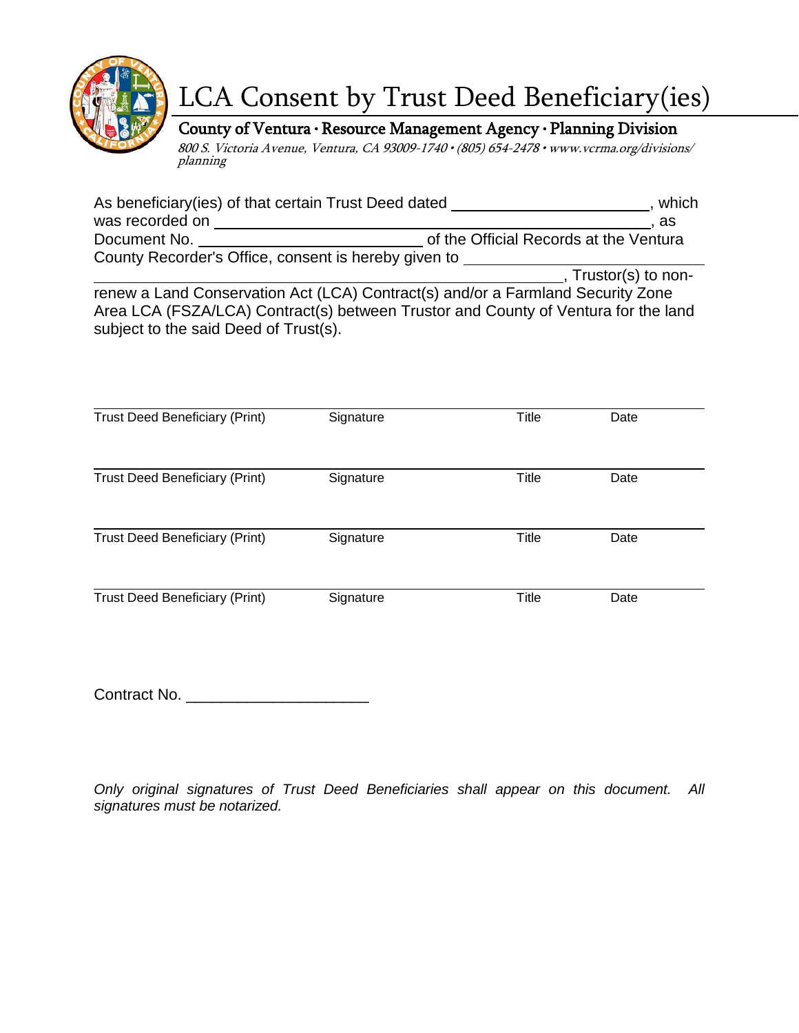# LCA Consent by Trust Deed Beneficiary(ies)

**County of Ventura · Resource Management Agency · Planning Division**

*800 S. Victoria Avenue, Ventura, CA 93009-1740 • (805) 654-2478 • www.vcrma.org/divisions/planning*

As beneficiary(ies) of that certain Trust Deed dated \_\_\_\_\_\_\_\_\_\_\_\_\_\_\_\_\_\_\_\_\_\_\_\_, which was recorded on \_\_\_\_\_\_\_\_\_\_\_\_\_\_\_\_\_\_\_\_\_\_\_\_\_\_\_\_\_\_\_\_\_\_\_\_\_\_\_\_\_\_\_\_\_\_\_\_\_\_\_\_\_\_, as Document No. \_\_\_\_\_\_\_\_\_\_\_\_\_\_\_\_\_\_\_\_\_\_\_\_\_\_\_\_ of the Official Records at the Ventura County Recorder's Office, consent is hereby given to \_\_\_\_\_\_\_\_\_\_\_\_\_\_\_\_\_\_\_\_\_\_\_\_\_\_\_\_\_\_\_\_\_\_\_\_\_\_\_\_\_\_\_\_\_\_\_\_\_\_\_\_\_\_\_\_\_\_\_\_\_\_\_\_\_\_\_\_\_\_\_\_\_\_\_\_\_\_\_\_\_\_, Trustor(s) to non-renew a Land Conservation Act (LCA) Contract(s) and/or a Farmland Security Zone Area LCA (FSZA/LCA) Contract(s) between Trustor and County of Ventura for the land subject to the said Deed of Trust(s).

\_\_\_\_\_\_\_\_\_\_\_\_\_\_\_\_\_\_\_\_\_\_\_\_\_\_\_\_\_\_\_\_\_\_\_\_\_\_\_\_\_\_\_\_\_\_\_\_\_\_\_\_\_\_\_\_\_\_\_\_\_\_\_\_\_\_\_\_\_\_\_\_\_\_\_\_\_\_\_\_\_\_

Trust Deed Beneficiary (Print) Signature Title Date

\_\_\_\_\_\_\_\_\_\_\_\_\_\_\_\_\_\_\_\_\_\_\_\_\_\_\_\_\_\_\_\_\_\_\_\_\_\_\_\_\_\_\_\_\_\_\_\_\_\_\_\_\_\_\_\_\_\_\_\_\_\_\_\_\_\_\_\_\_\_\_\_\_\_\_\_\_\_\_\_\_\_

Trust Deed Beneficiary (Print) Signature Title Date

\_\_\_\_\_\_\_\_\_\_\_\_\_\_\_\_\_\_\_\_\_\_\_\_\_\_\_\_\_\_\_\_\_\_\_\_\_\_\_\_\_\_\_\_\_\_\_\_\_\_\_\_\_\_\_\_\_\_\_\_\_\_\_\_\_\_\_\_\_\_\_\_\_\_\_\_\_\_\_\_\_\_

Trust Deed Beneficiary (Print) Signature Title Date

\_\_\_\_\_\_\_\_\_\_\_\_\_\_\_\_\_\_\_\_\_\_\_\_\_\_\_\_\_\_\_\_\_\_\_\_\_\_\_\_\_\_\_\_\_\_\_\_\_\_\_\_\_\_\_\_\_\_\_\_\_\_\_\_\_\_\_\_\_\_\_\_\_\_\_\_\_\_\_\_\_\_

Trust Deed Beneficiary (Print) Signature Title Date

Contract No. \_\_\_\_\_\_\_\_\_\_\_\_\_\_\_\_\_\_\_\_\_\_\_

*Only original signatures of Trust Deed Beneficiaries shall appear on this document. All signatures must be notarized.*